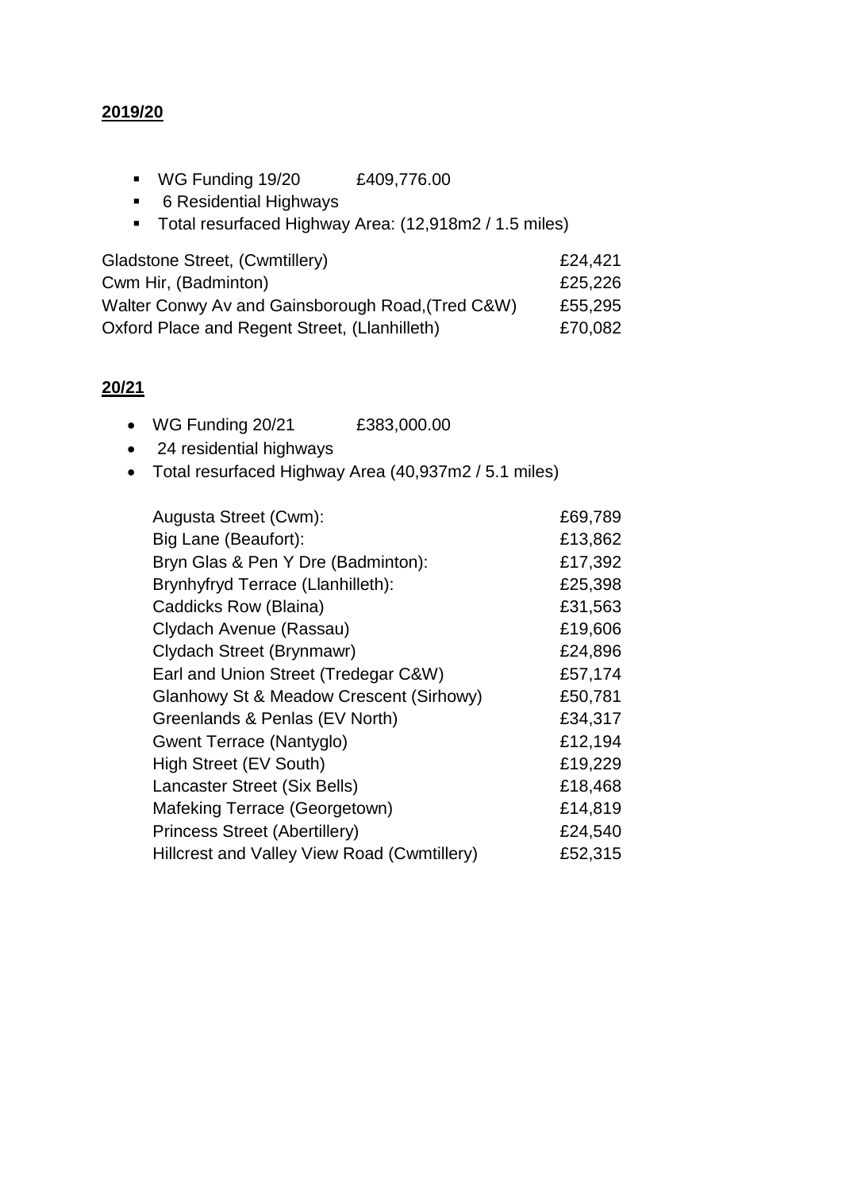**2019/20**

- WG Funding 19/20 £409,776.00
- 6 Residential Highways
- Total resurfaced Highway Area: (12,918m2 / 1.5 miles)

| | |
|---|---|
| Gladstone Street, (Cwmtillery) | £24,421 |
| Cwm Hir, (Badminton) | £25,226 |
| Walter Conwy Av and Gainsborough Road,(Tred C&W) | £55,295 |
| Oxford Place and Regent Street, (Llanhilleth) | £70,082 |

**20/21**

- WG Funding 20/21 £383,000.00
- 24 residential highways
- Total resurfaced Highway Area (40,937m2 / 5.1 miles)

| | |
|---|---|
| Augusta Street (Cwm): | £69,789 |
| Big Lane (Beaufort): | £13,862 |
| Bryn Glas & Pen Y Dre (Badminton): | £17,392 |
| Brynhyfryd Terrace (Llanhilleth): | £25,398 |
| Caddicks Row (Blaina) | £31,563 |
| Clydach Avenue (Rassau) | £19,606 |
| Clydach Street (Brynmawr) | £24,896 |
| Earl and Union Street (Tredegar C&W) | £57,174 |
| Glanhowy St & Meadow Crescent (Sirhowy) | £50,781 |
| Greenlands & Penlas (EV North) | £34,317 |
| Gwent Terrace (Nantyglo) | £12,194 |
| High Street (EV South) | £19,229 |
| Lancaster Street (Six Bells) | £18,468 |
| Mafeking Terrace (Georgetown) | £14,819 |
| Princess Street (Abertillery) | £24,540 |
| Hillcrest and Valley View Road (Cwmtillery) | £52,315 |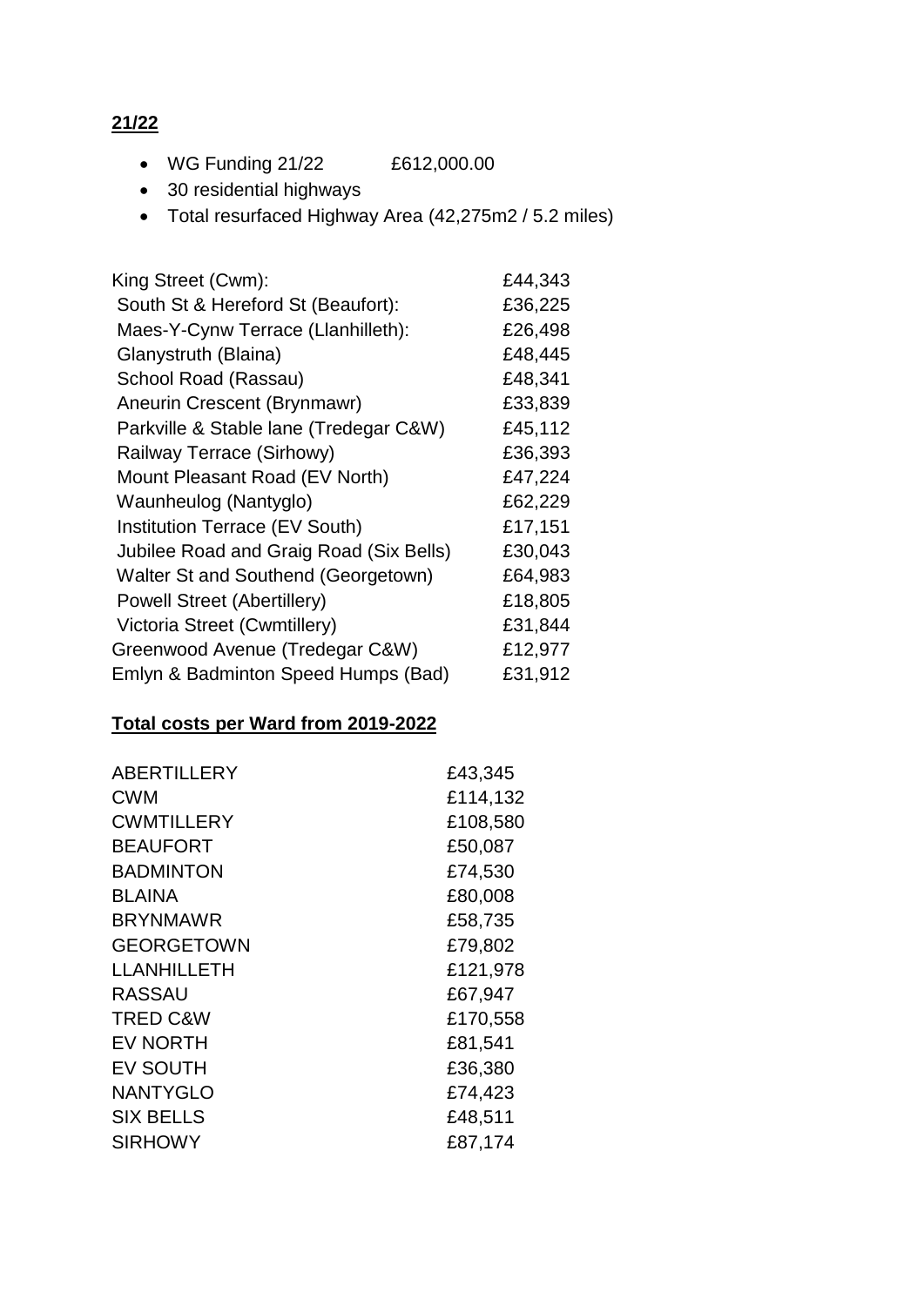**21/22**

- WG Funding 21/22 £612,000.00
- 30 residential highways
- Total resurfaced Highway Area (42,275m2 / 5.2 miles)

| | |
|---|---|
| King Street (Cwm): | £44,343 |
| South St & Hereford St (Beaufort): | £36,225 |
| Maes-Y-Cynw Terrace (Llanhilleth): | £26,498 |
| Glanystruth (Blaina) | £48,445 |
| School Road (Rassau) | £48,341 |
| Aneurin Crescent (Brynmawr) | £33,839 |
| Parkville & Stable lane (Tredegar C&W) | £45,112 |
| Railway Terrace (Sirhowy) | £36,393 |
| Mount Pleasant Road (EV North) | £47,224 |
| Waunheulog (Nantyglo) | £62,229 |
| Institution Terrace (EV South) | £17,151 |
| Jubilee Road and Graig Road (Six Bells) | £30,043 |
| Walter St and Southend (Georgetown) | £64,983 |
| Powell Street (Abertillery) | £18,805 |
| Victoria Street (Cwmtillery) | £31,844 |
| Greenwood Avenue (Tredegar C&W) | £12,977 |
| Emlyn & Badminton Speed Humps (Bad) | £31,912 |

**Total costs per Ward from 2019-2022**

| | |
|---|---|
| ABERTILLERY | £43,345 |
| CWM | £114,132 |
| CWMTILLERY | £108,580 |
| BEAUFORT | £50,087 |
| BADMINTON | £74,530 |
| BLAINA | £80,008 |
| BRYNMAWR | £58,735 |
| GEORGETOWN | £79,802 |
| LLANHILLETH | £121,978 |
| RASSAU | £67,947 |
| TRED C&W | £170,558 |
| EV NORTH | £81,541 |
| EV SOUTH | £36,380 |
| NANTYGLO | £74,423 |
| SIX BELLS | £48,511 |
| SIRHOWY | £87,174 |